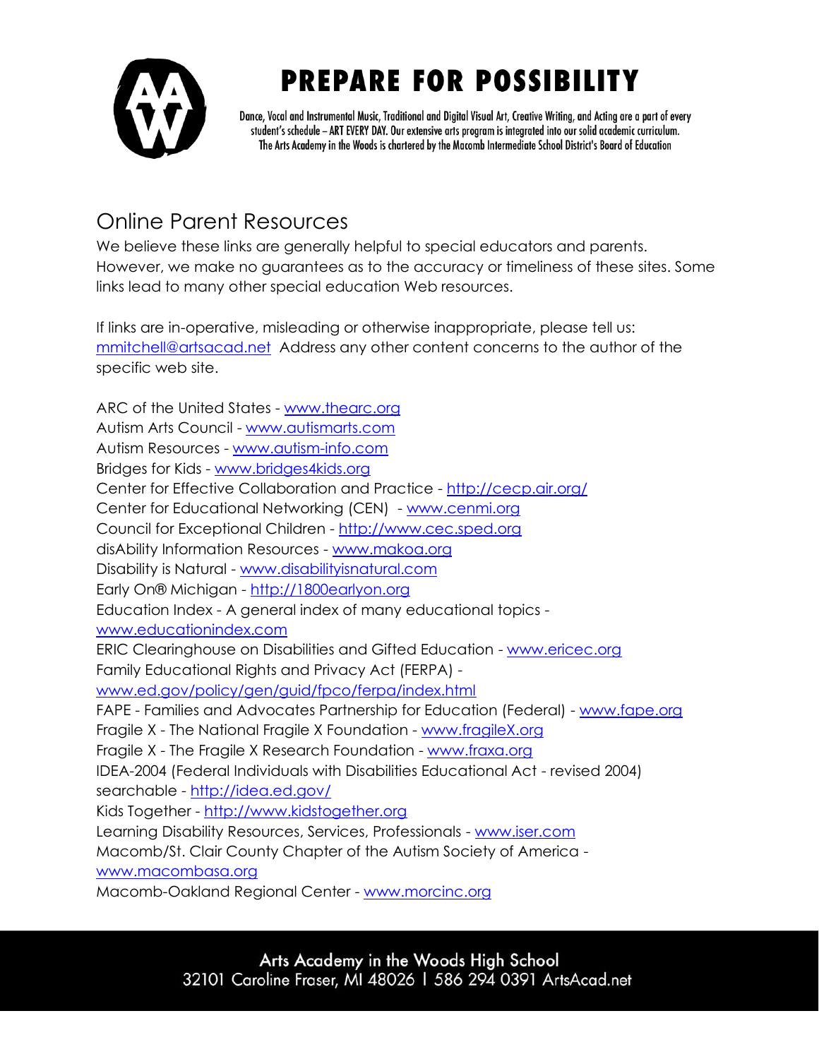# PREPARE FOR POSSIBILITY

Dance, Vocal and Instrumental Music, Traditional and Digital Visual Art, Creative Writing, and Acting are a part of every student's schedule – ART EVERY DAY. Our extensive arts program is integrated into our solid academic curriculum. The Arts Academy in the Woods is chartered by the Macomb Intermediate School District's Board of Education

## Online Parent Resources

We believe these links are generally helpful to special educators and parents. However, we make no guarantees as to the accuracy or timeliness of these sites. Some links lead to many other special education Web resources.

If links are in-operative, misleading or otherwise inappropriate, please tell us: mmitchell@artsacad.net Address any other content concerns to the author of the specific web site.

ARC of the United States - www.thearc.org
Autism Arts Council - www.autismarts.com
Autism Resources - www.autism-info.com
Bridges for Kids - www.bridges4kids.org
Center for Effective Collaboration and Practice - http://cecp.air.org/
Center for Educational Networking (CEN) - www.cenmi.org
Council for Exceptional Children - http://www.cec.sped.org
disAbility Information Resources - www.makoa.org
Disability is Natural - www.disabilityisnatural.com
Early On® Michigan - http://1800earlyon.org
Education Index - A general index of many educational topics - www.educationindex.com
ERIC Clearinghouse on Disabilities and Gifted Education - www.ericec.org
Family Educational Rights and Privacy Act (FERPA) - www.ed.gov/policy/gen/guid/fpco/ferpa/index.html
FAPE - Families and Advocates Partnership for Education (Federal) - www.fape.org
Fragile X - The National Fragile X Foundation - www.fragileX.org
Fragile X - The Fragile X Research Foundation - www.fraxa.org
IDEA-2004 (Federal Individuals with Disabilities Educational Act - revised 2004) searchable - http://idea.ed.gov/
Kids Together - http://www.kidstogether.org
Learning Disability Resources, Services, Professionals - www.iser.com
Macomb/St. Clair County Chapter of the Autism Society of America - www.macombasa.org
Macomb-Oakland Regional Center - www.morcinc.org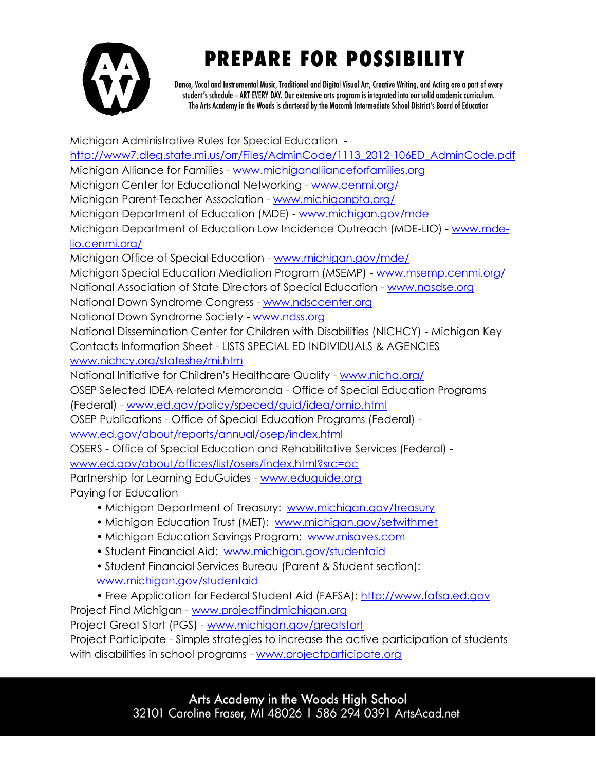Michigan Administrative Rules for Special Education - http://www7.dleg.state.mi.us/orr/Files/AdminCode/1113_2012-106ED_AdminCode.pdf
Michigan Alliance for Families - www.michiganallianceforfamilies.org
Michigan Center for Educational Networking - www.cenmi.org/
Michigan Parent-Teacher Association - www.michiganpta.org/
Michigan Department of Education (MDE) - www.michigan.gov/mde
Michigan Department of Education Low Incidence Outreach (MDE-LIO) - www.mde-lio.cenmi.org/
Michigan Office of Special Education - www.michigan.gov/mde/
Michigan Special Education Mediation Program (MSEMP) - www.msemp.cenmi.org/
National Association of State Directors of Special Education - www.nasdse.org
National Down Syndrome Congress - www.ndsccenter.org
National Down Syndrome Society - www.ndss.org
National Dissemination Center for Children with Disabilities (NICHCY) - Michigan Key Contacts Information Sheet - LISTS SPECIAL ED INDIVIDUALS & AGENCIES www.nichcy.org/stateshe/mi.htm
National Initiative for Children's Healthcare Quality - www.nichq.org/
OSEP Selected IDEA-related Memoranda - Office of Special Education Programs (Federal) - www.ed.gov/policy/speced/guid/idea/omip.html
OSEP Publications - Office of Special Education Programs (Federal) - www.ed.gov/about/reports/annual/osep/index.html
OSERS - Office of Special Education and Rehabilitative Services (Federal) - www.ed.gov/about/offices/list/osers/index.html?src=oc
Partnership for Learning EduGuides - www.eduguide.org
Paying for Education

- Michigan Department of Treasury: www.michigan.gov/treasury
- Michigan Education Trust (MET): www.michigan.gov/setwithmet
- Michigan Education Savings Program: www.misaves.com
- Student Financial Aid: www.michigan.gov/studentaid
- Student Financial Services Bureau (Parent & Student section): www.michigan.gov/studentaid
- Free Application for Federal Student Aid (FAFSA): http://www.fafsa.ed.gov

Project Find Michigan - www.projectfindmichigan.org
Project Great Start (PGS) - www.michigan.gov/greatstart
Project Participate - Simple strategies to increase the active participation of students with disabilities in school programs - www.projectparticipate.org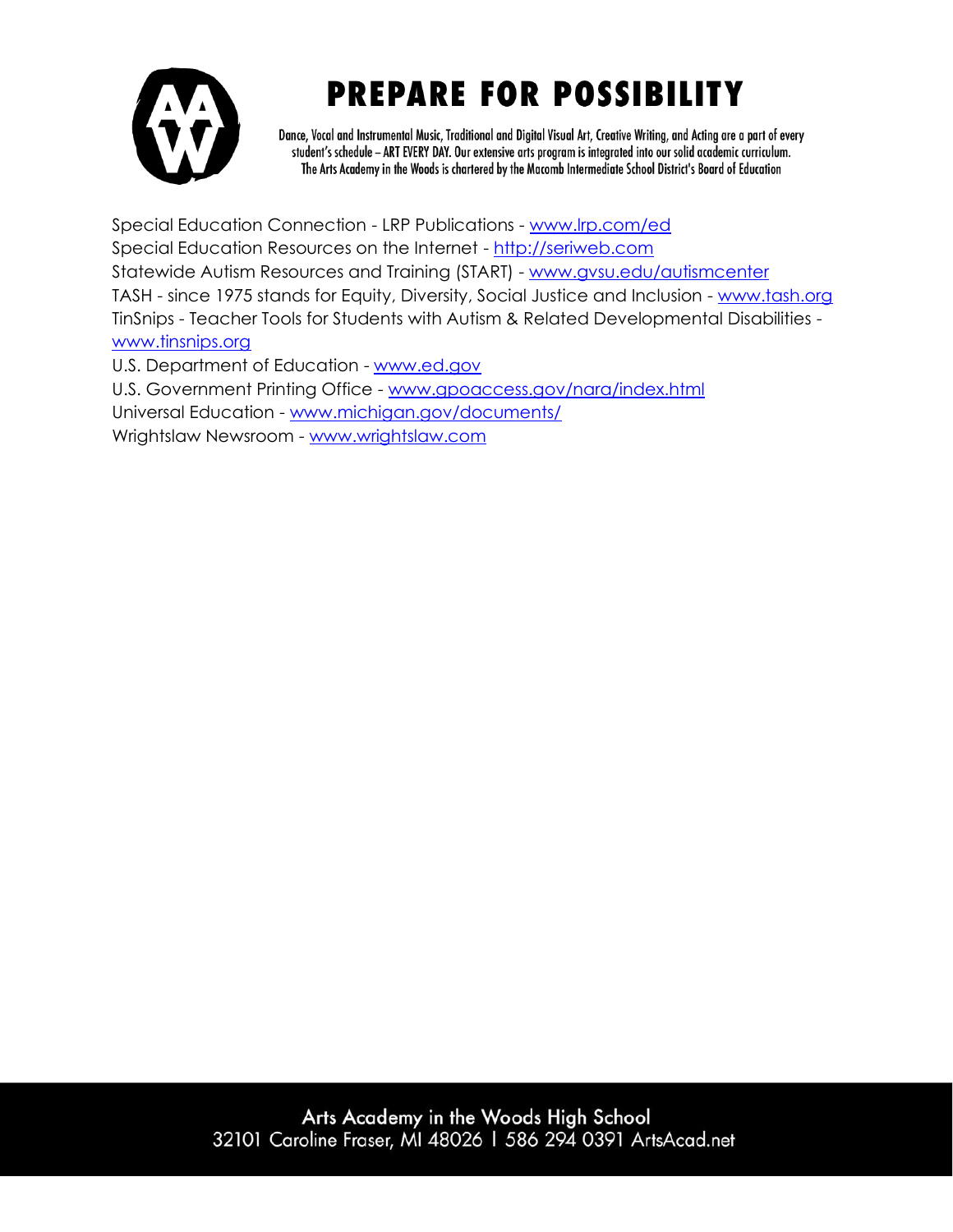Special Education Connection - LRP Publications - www.lrp.com/ed
Special Education Resources on the Internet - http://seriweb.com
Statewide Autism Resources and Training (START) - www.gvsu.edu/autismcenter
TASH - since 1975 stands for Equity, Diversity, Social Justice and Inclusion - www.tash.org
TinSnips - Teacher Tools for Students with Autism & Related Developmental Disabilities - www.tinsnips.org
U.S. Department of Education - www.ed.gov
U.S. Government Printing Office - www.gpoaccess.gov/nara/index.html
Universal Education - www.michigan.gov/documents/
Wrightslaw Newsroom - www.wrightslaw.com